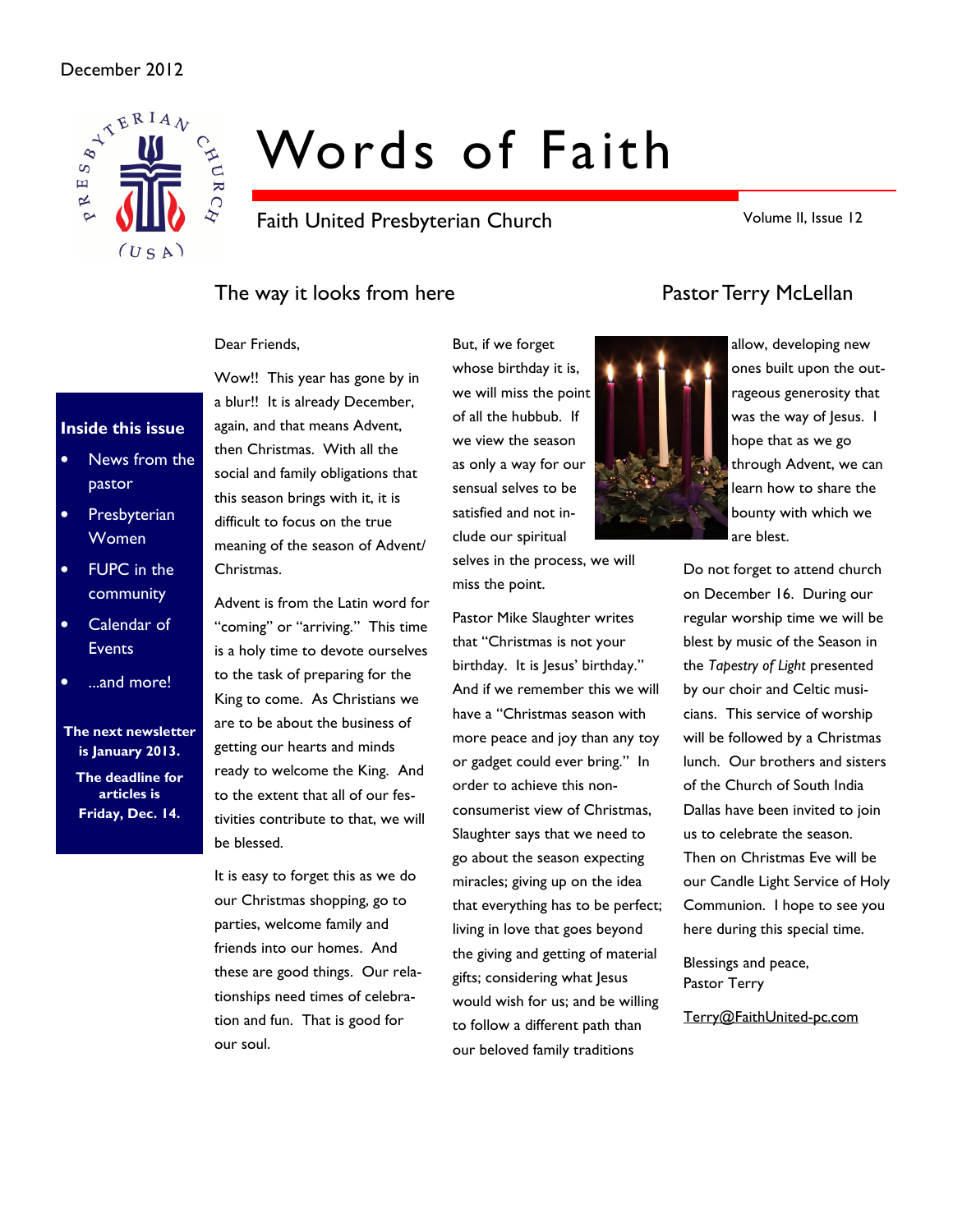December 2012

# Words of Faith

Faith United Presbyterian Church

Volume II, Issue 12

**Inside this issue**

- News from the pastor
- Presbyterian Women
- FUPC in the community
- Calendar of Events
- ...and more!

**The next newsletter is January 2013.**

**The deadline for articles is Friday, Dec. 14.**

## The way it looks from here

### Pastor Terry McLellan

Dear Friends,

Wow!! This year has gone by in a blur!! It is already December, again, and that means Advent, then Christmas. With all the social and family obligations that this season brings with it, it is difficult to focus on the true meaning of the season of Advent/ Christmas.

Advent is from the Latin word for "coming" or "arriving." This time is a holy time to devote ourselves to the task of preparing for the King to come. As Christians we are to be about the business of getting our hearts and minds ready to welcome the King. And to the extent that all of our festivities contribute to that, we will be blessed.

It is easy to forget this as we do our Christmas shopping, go to parties, welcome family and friends into our homes. And these are good things. Our relationships need times of celebration and fun. That is good for our soul.

But, if we forget whose birthday it is, we will miss the point of all the hubbub. If we view the season as only a way for our sensual selves to be satisfied and not include our spiritual selves in the process, we will miss the point.

Pastor Mike Slaughter writes that "Christmas is not your birthday. It is Jesus' birthday." And if we remember this we will have a "Christmas season with more peace and joy than any toy or gadget could ever bring." In order to achieve this non-consumerist view of Christmas, Slaughter says that we need to go about the season expecting miracles; giving up on the idea that everything has to be perfect; living in love that goes beyond the giving and getting of material gifts; considering what Jesus would wish for us; and be willing to follow a different path than our beloved family traditions allow, developing new ones built upon the outrageous generosity that was the way of Jesus. I hope that as we go through Advent, we can learn how to share the bounty with which we are blest.

Do not forget to attend church on December 16. During our regular worship time we will be blest by music of the Season in the *Tapestry of Light* presented by our choir and Celtic musicians. This service of worship will be followed by a Christmas lunch. Our brothers and sisters of the Church of South India Dallas have been invited to join us to celebrate the season. Then on Christmas Eve will be our Candle Light Service of Holy Communion. I hope to see you here during this special time.

Blessings and peace,
Pastor Terry

Terry@FaithUnited-pc.com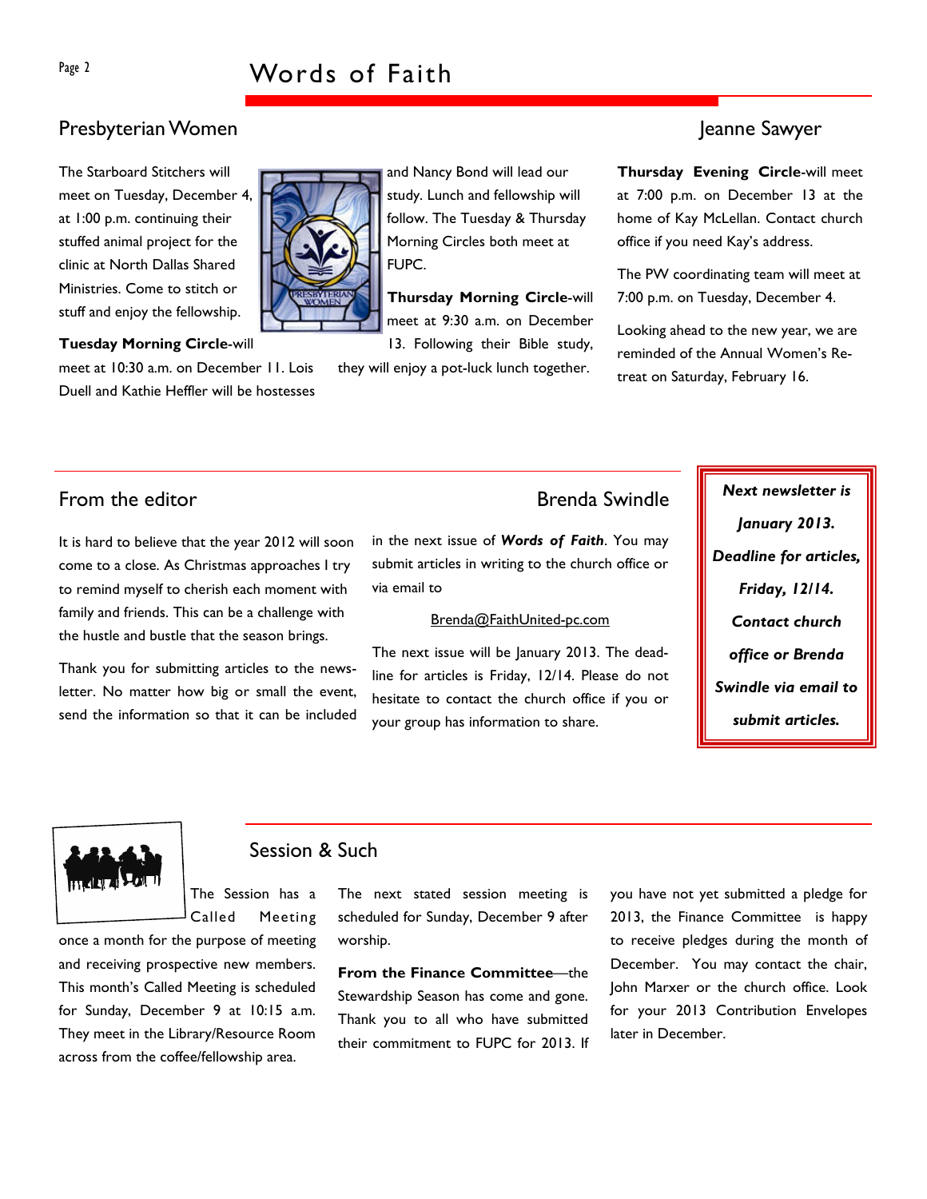## Presbyterian Women

### Jeanne Sawyer

The Starboard Stitchers will meet on Tuesday, December 4, at 1:00 p.m. continuing their stuffed animal project for the clinic at North Dallas Shared Ministries. Come to stitch or stuff and enjoy the fellowship.

**Tuesday Morning Circle**-will meet at 10:30 a.m. on December 11. Lois Duell and Kathie Heffler will be hostesses and Nancy Bond will lead our study. Lunch and fellowship will follow. The Tuesday & Thursday Morning Circles both meet at FUPC.

**Thursday Morning Circle**-will meet at 9:30 a.m. on December 13. Following their Bible study, they will enjoy a pot-luck lunch together.

**Thursday Evening Circle**-will meet at 7:00 p.m. on December 13 at the home of Kay McLellan. Contact church office if you need Kay's address.

The PW coordinating team will meet at 7:00 p.m. on Tuesday, December 4.

Looking ahead to the new year, we are reminded of the Annual Women's Retreat on Saturday, February 16.

## From the editor

### Brenda Swindle

It is hard to believe that the year 2012 will soon come to a close. As Christmas approaches I try to remind myself to cherish each moment with family and friends. This can be a challenge with the hustle and bustle that the season brings.

Thank you for submitting articles to the newsletter. No matter how big or small the event, send the information so that it can be included in the next issue of ***Words of Faith***. You may submit articles in writing to the church office or via email to

Brenda@FaithUnited-pc.com

The next issue will be January 2013. The deadline for articles is Friday, 12/14. Please do not hesitate to contact the church office if you or your group has information to share.

***Next newsletter is January 2013. Deadline for articles, Friday, 12/14. Contact church office or Brenda Swindle via email to submit articles.***

## Session & Such

The Session has a Called Meeting once a month for the purpose of meeting and receiving prospective new members. This month's Called Meeting is scheduled for Sunday, December 9 at 10:15 a.m. They meet in the Library/Resource Room across from the coffee/fellowship area.

The next stated session meeting is scheduled for Sunday, December 9 after worship.

**From the Finance Committee**—the Stewardship Season has come and gone. Thank you to all who have submitted their commitment to FUPC for 2013. If you have not yet submitted a pledge for 2013, the Finance Committee is happy to receive pledges during the month of December. You may contact the chair, John Marxer or the church office. Look for your 2013 Contribution Envelopes later in December.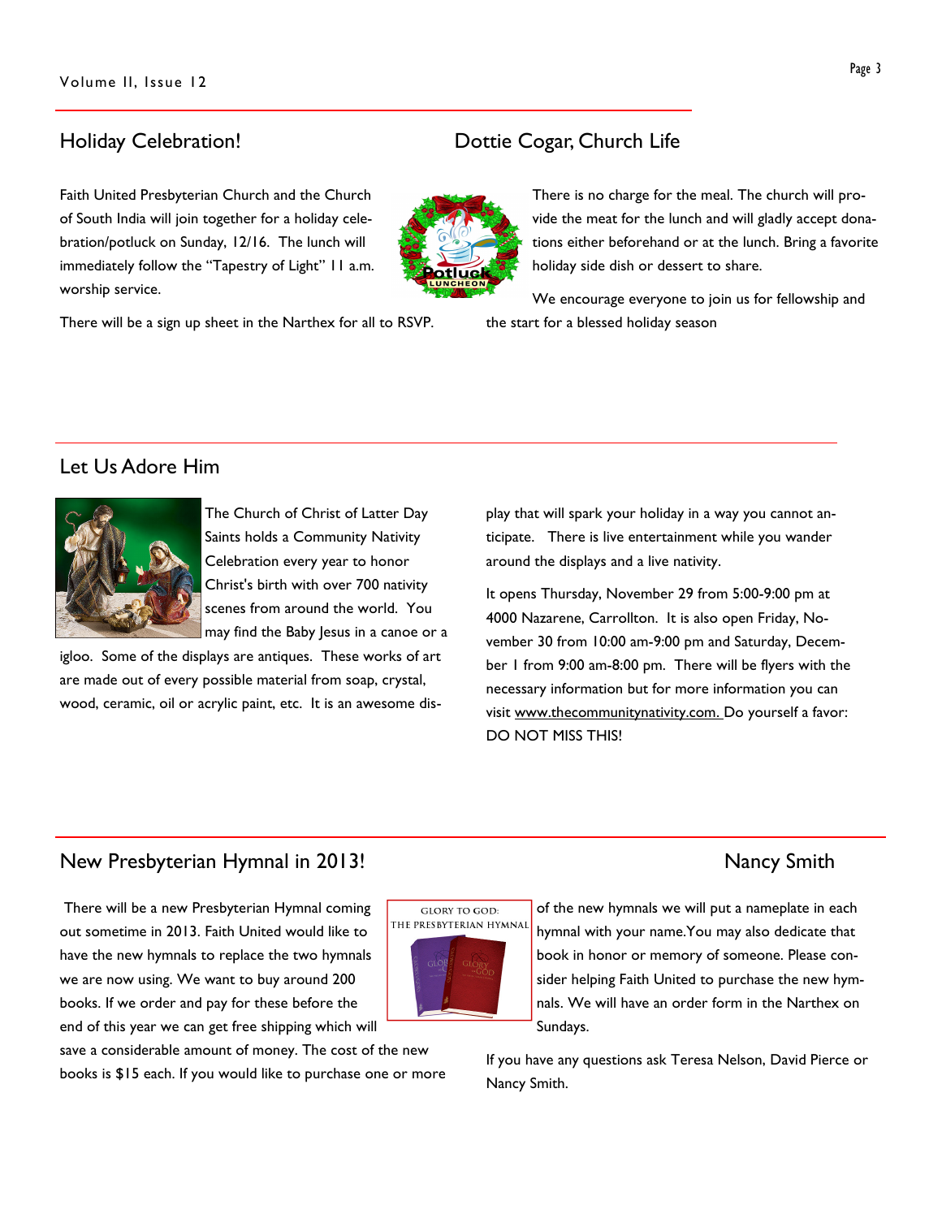## Holiday Celebration!

## Dottie Cogar, Church Life

Faith United Presbyterian Church and the Church of South India will join together for a holiday celebration/potluck on Sunday, 12/16. The lunch will immediately follow the "Tapestry of Light" 11 a.m. worship service.

There will be a sign up sheet in the Narthex for all to RSVP.

There is no charge for the meal. The church will provide the meat for the lunch and will gladly accept donations either beforehand or at the lunch. Bring a favorite holiday side dish or dessert to share.

We encourage everyone to join us for fellowship and the start for a blessed holiday season

## Let Us Adore Him

The Church of Christ of Latter Day Saints holds a Community Nativity Celebration every year to honor Christ's birth with over 700 nativity scenes from around the world. You may find the Baby Jesus in a canoe or a igloo. Some of the displays are antiques. These works of art are made out of every possible material from soap, crystal, wood, ceramic, oil or acrylic paint, etc. It is an awesome display that will spark your holiday in a way you cannot anticipate. There is live entertainment while you wander around the displays and a live nativity.

It opens Thursday, November 29 from 5:00-9:00 pm at 4000 Nazarene, Carrollton. It is also open Friday, November 30 from 10:00 am-9:00 pm and Saturday, December 1 from 9:00 am-8:00 pm. There will be flyers with the necessary information but for more information you can visit www.thecommunitynativity.com. Do yourself a favor: DO NOT MISS THIS!

## New Presbyterian Hymnal in 2013!

## Nancy Smith

There will be a new Presbyterian Hymnal coming out sometime in 2013. Faith United would like to have the new hymnals to replace the two hymnals we are now using. We want to buy around 200 books. If we order and pay for these before the end of this year we can get free shipping which will save a considerable amount of money. The cost of the new books is $15 each. If you would like to purchase one or more of the new hymnals we will put a nameplate in each hymnal with your name. You may also dedicate that book in honor or memory of someone. Please consider helping Faith United to purchase the new hymnals. We will have an order form in the Narthex on Sundays.

If you have any questions ask Teresa Nelson, David Pierce or Nancy Smith.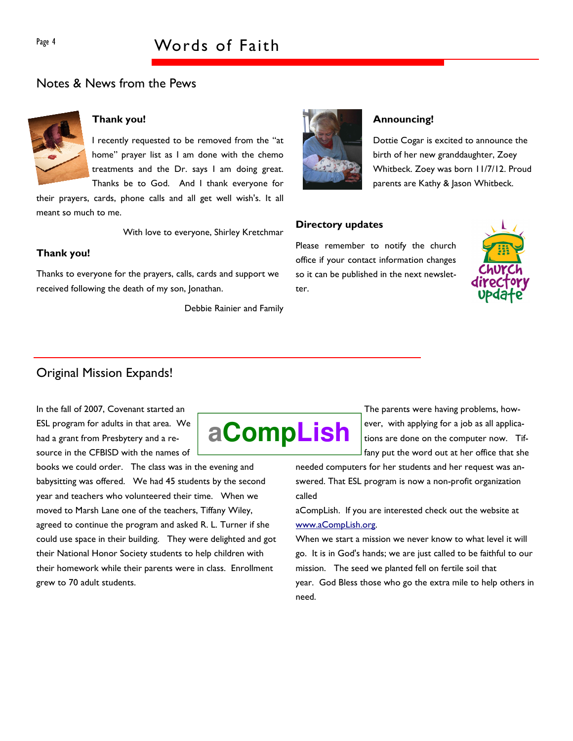## Notes & News from the Pews

### Thank you!

I recently requested to be removed from the "at home" prayer list as I am done with the chemo treatments and the Dr. says I am doing great. Thanks be to God. And I thank everyone for their prayers, cards, phone calls and all get well wish's. It all meant so much to me.

With love to everyone, Shirley Kretchmar

### Thank you!

Thanks to everyone for the prayers, calls, cards and support we received following the death of my son, Jonathan.

Debbie Rainier and Family

### Announcing!

Dottie Cogar is excited to announce the birth of her new granddaughter, Zoey Whitbeck. Zoey was born 11/7/12. Proud parents are Kathy & Jason Whitbeck.

### Directory updates

Please remember to notify the church office if your contact information changes so it can be published in the next newsletter.

## Original Mission Expands!

**aCompLish**

In the fall of 2007, Covenant started an ESL program for adults in that area. We had a grant from Presbytery and a resource in the CFBISD with the names of books we could order. The class was in the evening and babysitting was offered. We had 45 students by the second year and teachers who volunteered their time. When we moved to Marsh Lane one of the teachers, Tiffany Wiley, agreed to continue the program and asked R. L. Turner if she could use space in their building. They were delighted and got their National Honor Society students to help children with their homework while their parents were in class. Enrollment grew to 70 adult students.

The parents were having problems, however, with applying for a job as all applications are done on the computer now. Tiffany put the word out at her office that she needed computers for her students and her request was answered. That ESL program is now a non-profit organization called aCompLish. If you are interested check out the website at [www.aCompLish.org](http://www.aCompLish.org).

When we start a mission we never know to what level it will go. It is in God's hands; we are just called to be faithful to our mission. The seed we planted fell on fertile soil that year. God Bless those who go the extra mile to help others in need.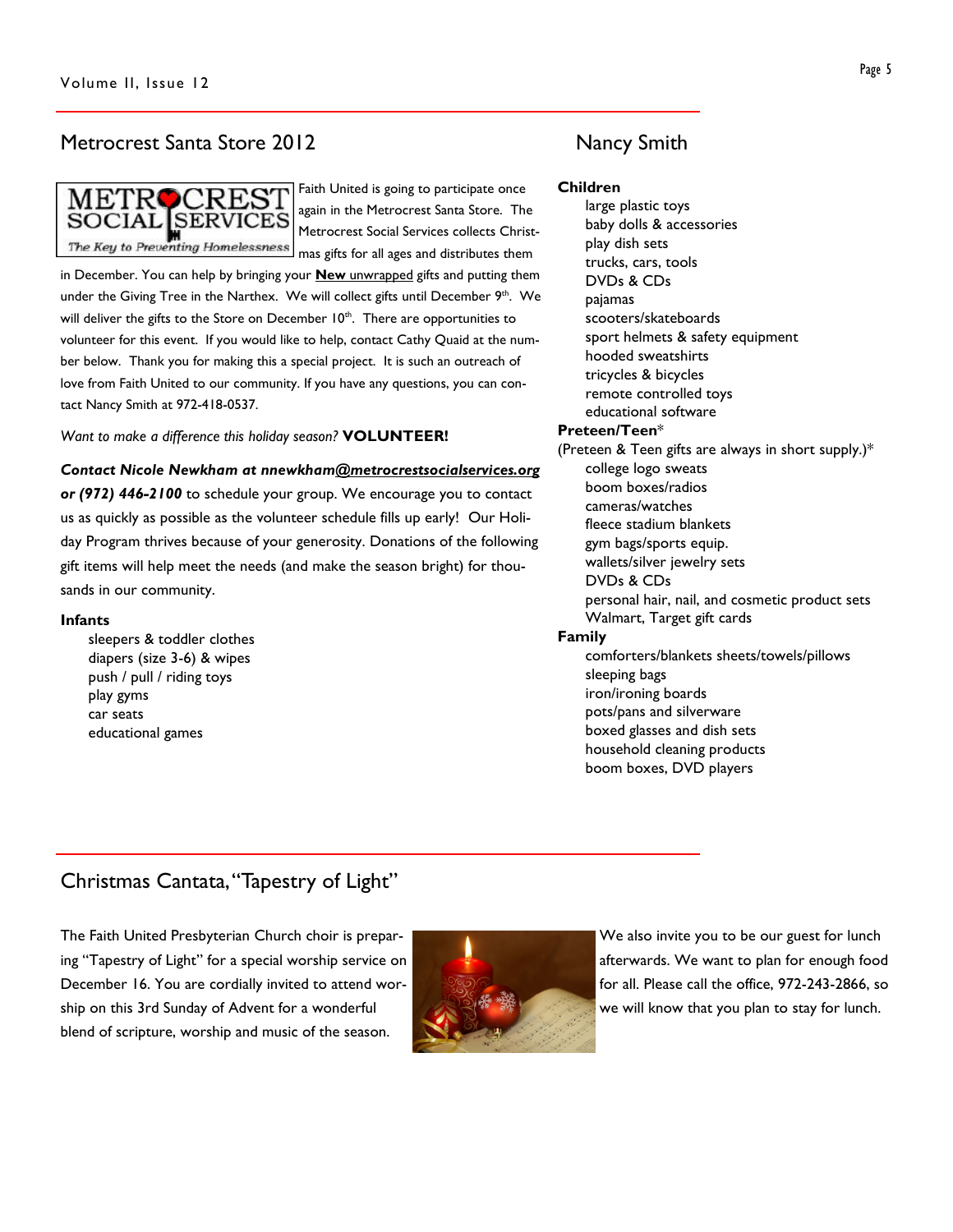## Metrocrest Santa Store 2012

Faith United is going to participate once again in the Metrocrest Santa Store. The Metrocrest Social Services collects Christmas gifts for all ages and distributes them in December. You can help by bringing your **New** unwrapped gifts and putting them under the Giving Tree in the Narthex. We will collect gifts until December 9th. We will deliver the gifts to the Store on December 10th. There are opportunities to volunteer for this event. If you would like to help, contact Cathy Quaid at the number below. Thank you for making this a special project. It is such an outreach of love from Faith United to our community. If you have any questions, you can contact Nancy Smith at 972-418-0537.

*Want to make a difference this holiday season?* **VOLUNTEER!**

***Contact Nicole Newkham at nnewkham@metrocrestsocialservices.org or (972) 446-2100*** to schedule your group. We encourage you to contact us as quickly as possible as the volunteer schedule fills up early! Our Holiday Program thrives because of your generosity. Donations of the following gift items will help meet the needs (and make the season bright) for thousands in our community.

**Infants**

- sleepers & toddler clothes
- diapers (size 3-6) & wipes
- push / pull / riding toys
- play gyms
- car seats
- educational games

## Nancy Smith

**Children**

- large plastic toys
- baby dolls & accessories
- play dish sets
- trucks, cars, tools
- DVDs & CDs
- pajamas
- scooters/skateboards
- sport helmets & safety equipment
- hooded sweatshirts
- tricycles & bicycles
- remote controlled toys
- educational software

**Preteen/Teen***

(Preteen & Teen gifts are always in short supply.)*

- college logo sweats
- boom boxes/radios
- cameras/watches
- fleece stadium blankets
- gym bags/sports equip.
- wallets/silver jewelry sets
- DVDs & CDs
- personal hair, nail, and cosmetic product sets
- Walmart, Target gift cards

**Family**

- comforters/blankets sheets/towels/pillows
- sleeping bags
- iron/ironing boards
- pots/pans and silverware
- boxed glasses and dish sets
- household cleaning products
- boom boxes, DVD players

## Christmas Cantata, "Tapestry of Light"

The Faith United Presbyterian Church choir is preparing "Tapestry of Light" for a special worship service on December 16. You are cordially invited to attend worship on this 3rd Sunday of Advent for a wonderful blend of scripture, worship and music of the season. We also invite you to be our guest for lunch afterwards. We want to plan for enough food for all. Please call the office, 972-243-2866, so we will know that you plan to stay for lunch.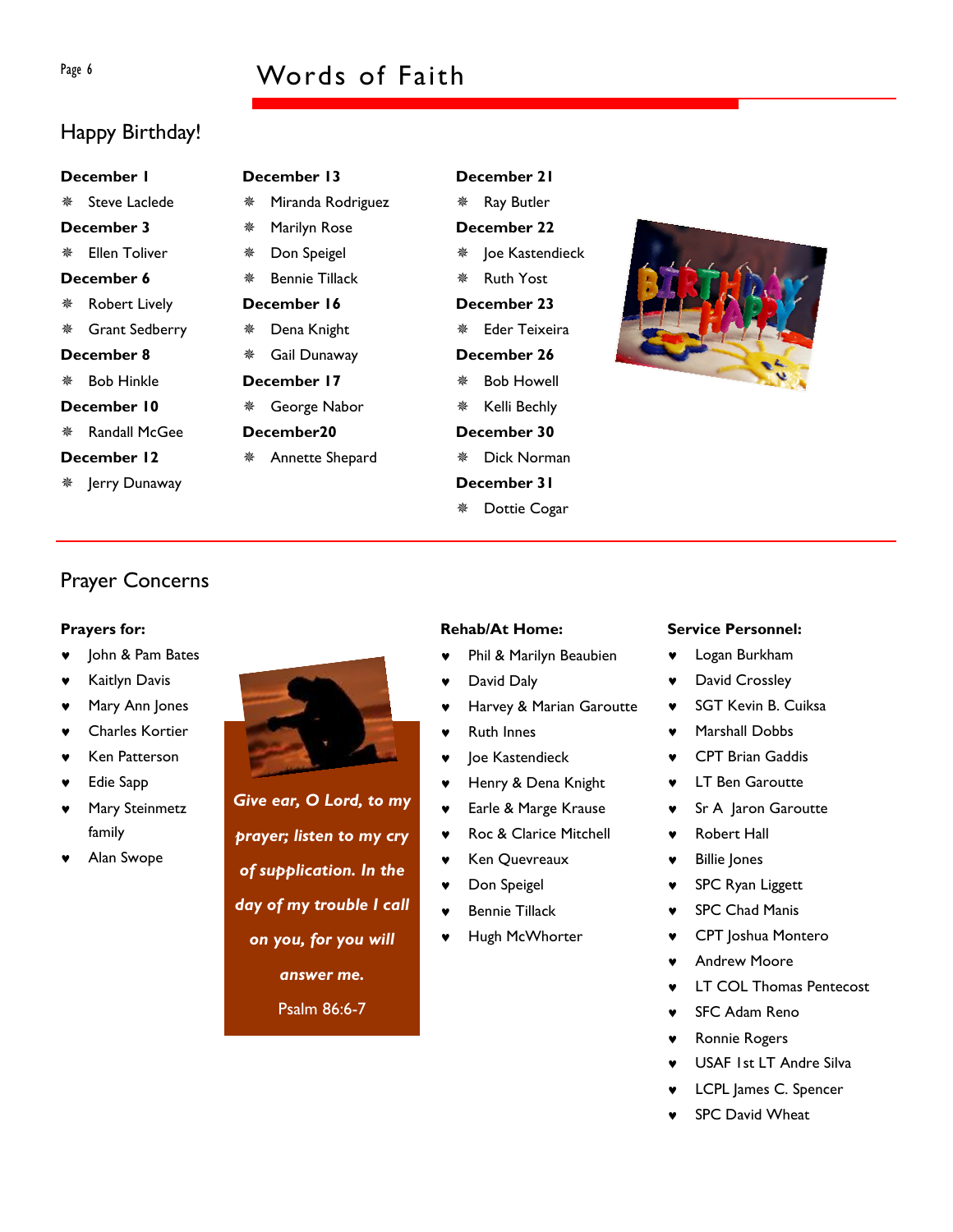## Happy Birthday!

**December 1**

- Steve Laclede

**December 3**

- Ellen Toliver

**December 6**

- Robert Lively
- Grant Sedberry

**December 8**

- Bob Hinkle

**December 10**

- Randall McGee

**December 12**

- Jerry Dunaway

**December 13**

- Miranda Rodriguez
- Marilyn Rose
- Don Speigel
- Bennie Tillack

**December 16**

- Dena Knight
- Gail Dunaway

**December 17**

- George Nabor

**December20**

- Annette Shepard

**December 21**

- Ray Butler

**December 22**

- Joe Kastendieck
- Ruth Yost

**December 23**

- Eder Teixeira

**December 26**

- Bob Howell
- Kelli Bechly

**December 30**

- Dick Norman

**December 31**

- Dottie Cogar

## Prayer Concerns

**Prayers for:**

- John & Pam Bates
- Kaitlyn Davis
- Mary Ann Jones
- Charles Kortier
- Ken Patterson
- Edie Sapp
- Mary Steinmetz family
- Alan Swope

***Give ear, O Lord, to my prayer; listen to my cry of supplication. In the day of my trouble I call on you, for you will answer me.***

Psalm 86:6-7

**Rehab/At Home:**

- Phil & Marilyn Beaubien
- David Daly
- Harvey & Marian Garoutte
- Ruth Innes
- Joe Kastendieck
- Henry & Dena Knight
- Earle & Marge Krause
- Roc & Clarice Mitchell
- Ken Quevreaux
- Don Speigel
- Bennie Tillack
- Hugh McWhorter

**Service Personnel:**

- Logan Burkham
- David Crossley
- SGT Kevin B. Cuiksa
- Marshall Dobbs
- CPT Brian Gaddis
- LT Ben Garoutte
- Sr A Jaron Garoutte
- Robert Hall
- Billie Jones
- SPC Ryan Liggett
- SPC Chad Manis
- CPT Joshua Montero
- Andrew Moore
- LT COL Thomas Pentecost
- SFC Adam Reno
- Ronnie Rogers
- USAF 1st LT Andre Silva
- LCPL James C. Spencer
- SPC David Wheat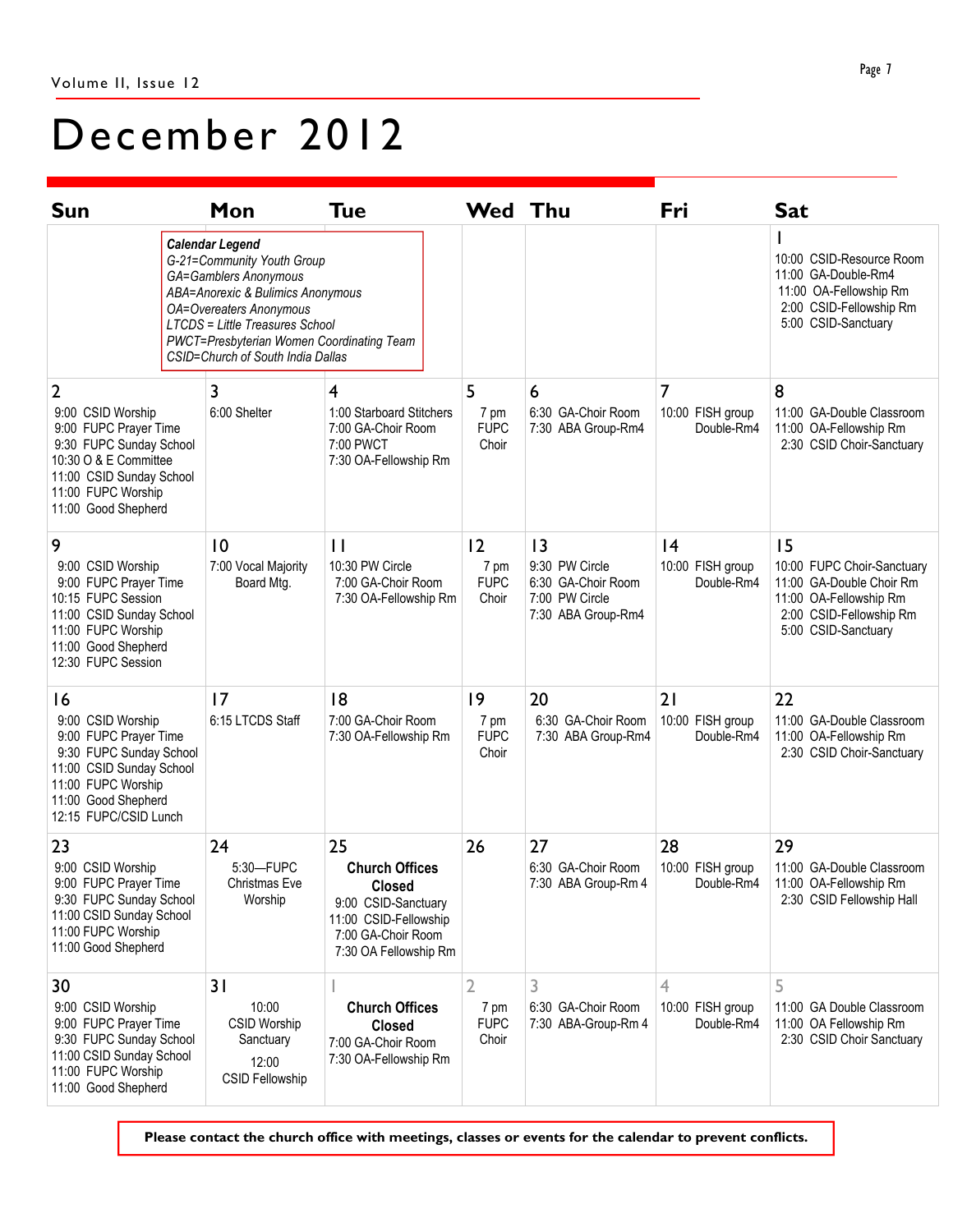# December 2012

| Sun | Mon | Tue | Wed | Thu | Fri | Sat |
|---|---|---|---|---|---|---|
| | | | | | | 1<br>10:00 CSID-Resource Room<br>11:00 GA-Double-Rm4<br>11:00 OA-Fellowship Rm<br>2:00 CSID-Fellowship Rm<br>5:00 CSID-Sanctuary |
| 2<br>9:00 CSID Worship<br>9:00 FUPC Prayer Time<br>9:30 FUPC Sunday School<br>10:30 O & E Committee<br>11:00 CSID Sunday School<br>11:00 FUPC Worship<br>11:00 Good Shepherd | 3<br>6:00 Shelter | 4<br>1:00 Starboard Stitchers<br>7:00 GA-Choir Room<br>7:00 PWCT<br>7:30 OA-Fellowship Rm | 5<br>7 pm FUPC Choir | 6<br>6:30 GA-Choir Room<br>7:30 ABA Group-Rm4 | 7<br>10:00 FISH group Double-Rm4 | 8<br>11:00 GA-Double Classroom<br>11:00 OA-Fellowship Rm<br>2:30 CSID Choir-Sanctuary |
| 9<br>9:00 CSID Worship<br>9:00 FUPC Prayer Time<br>10:15 FUPC Session<br>11:00 CSID Sunday School<br>11:00 FUPC Worship<br>11:00 Good Shepherd<br>12:30 FUPC Session | 10<br>7:00 Vocal Majority Board Mtg. | 11<br>10:30 PW Circle<br>7:00 GA-Choir Room<br>7:30 OA-Fellowship Rm | 12<br>7 pm FUPC Choir | 13<br>9:30 PW Circle<br>6:30 GA-Choir Room<br>7:00 PW Circle<br>7:30 ABA Group-Rm4 | 14<br>10:00 FISH group Double-Rm4 | 15<br>10:00 FUPC Choir-Sanctuary<br>11:00 GA-Double Choir Rm<br>11:00 OA-Fellowship Rm<br>2:00 CSID-Fellowship Rm<br>5:00 CSID-Sanctuary |
| 16<br>9:00 CSID Worship<br>9:00 FUPC Prayer Time<br>9:30 FUPC Sunday School<br>11:00 CSID Sunday School<br>11:00 FUPC Worship<br>11:00 Good Shepherd<br>12:15 FUPC/CSID Lunch | 17<br>6:15 LTCDS Staff | 18<br>7:00 GA-Choir Room<br>7:30 OA-Fellowship Rm | 19<br>7 pm FUPC Choir | 20<br>6:30 GA-Choir Room<br>7:30 ABA Group-Rm4 | 21<br>10:00 FISH group Double-Rm4 | 22<br>11:00 GA-Double Classroom<br>11:00 OA-Fellowship Rm<br>2:30 CSID Choir-Sanctuary |
| 23<br>9:00 CSID Worship<br>9:00 FUPC Prayer Time<br>9:30 FUPC Sunday School<br>11:00 CSID Sunday School<br>11:00 FUPC Worship<br>11:00 Good Shepherd | 24<br>5:30—FUPC Christmas Eve Worship | 25<br>**Church Offices Closed**<br>9:00 CSID-Sanctuary<br>11:00 CSID-Fellowship<br>7:00 GA-Choir Room<br>7:30 OA Fellowship Rm | 26 | 27<br>6:30 GA-Choir Room<br>7:30 ABA Group-Rm 4 | 28<br>10:00 FISH group Double-Rm4 | 29<br>11:00 GA-Double Classroom<br>11:00 OA-Fellowship Rm<br>2:30 CSID Fellowship Hall |
| 30<br>9:00 CSID Worship<br>9:00 FUPC Prayer Time<br>9:30 FUPC Sunday School<br>11:00 CSID Sunday School<br>11:00 FUPC Worship<br>11:00 Good Shepherd | 31<br>10:00 CSID Worship Sanctuary<br>12:00 CSID Fellowship | 1<br>**Church Offices Closed**<br>7:00 GA-Choir Room<br>7:30 OA-Fellowship Rm | 2<br>7 pm FUPC Choir | 3<br>6:30 GA-Choir Room<br>7:30 ABA-Group-Rm 4 | 4<br>10:00 FISH group Double-Rm4 | 5<br>11:00 GA Double Classroom<br>11:00 OA Fellowship Rm<br>2:30 CSID Choir Sanctuary |

***Calendar Legend***
*G-21=Community Youth Group*
*GA=Gamblers Anonymous*
*ABA=Anorexic & Bulimics Anonymous*
*OA=Overeaters Anonymous*
*LTCDS = Little Treasures School*
*PWCT=Presbyterian Women Coordinating Team*
*CSID=Church of South India Dallas*

**Please contact the church office with meetings, classes or events for the calendar to prevent conflicts.**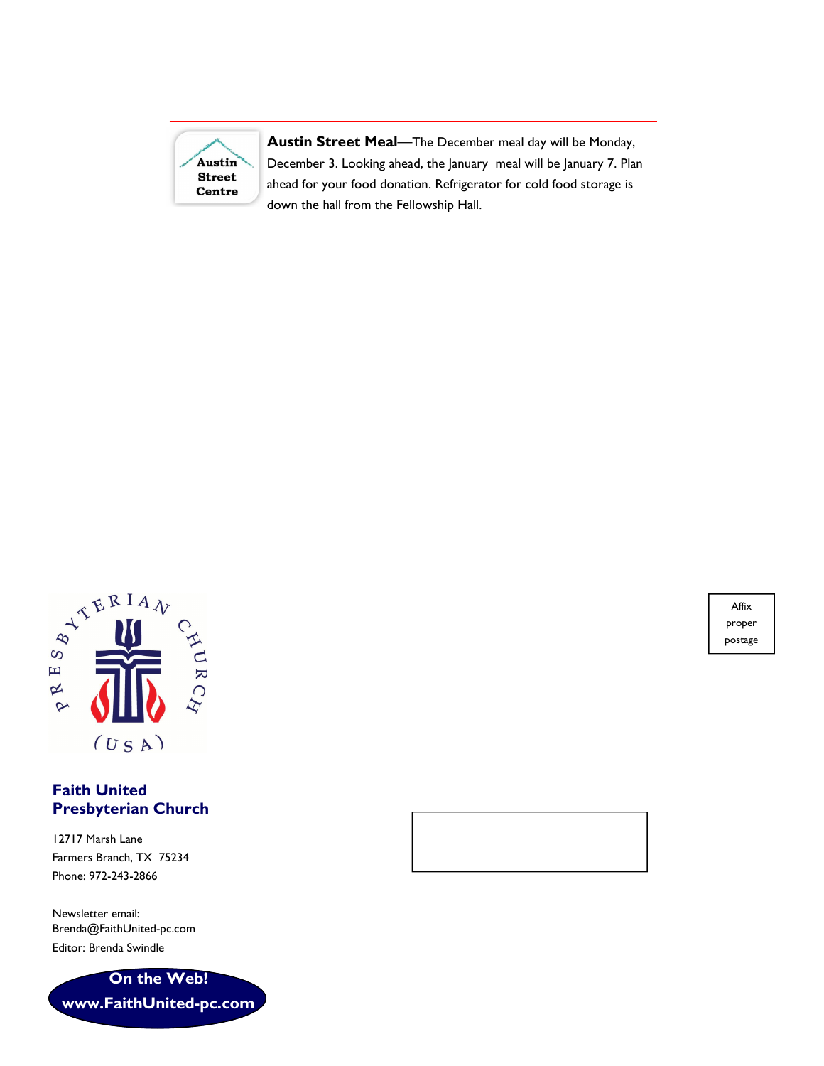**Austin Street Meal**—The December meal day will be Monday, December 3. Looking ahead, the January meal will be January 7. Plan ahead for your food donation. Refrigerator for cold food storage is down the hall from the Fellowship Hall.

Affix proper postage

**Faith United Presbyterian Church**

12717 Marsh Lane
Farmers Branch, TX 75234
Phone: 972-243-2866

Newsletter email:
Brenda@FaithUnited-pc.com
Editor: Brenda Swindle

**On the Web!**
**www.FaithUnited-pc.com**